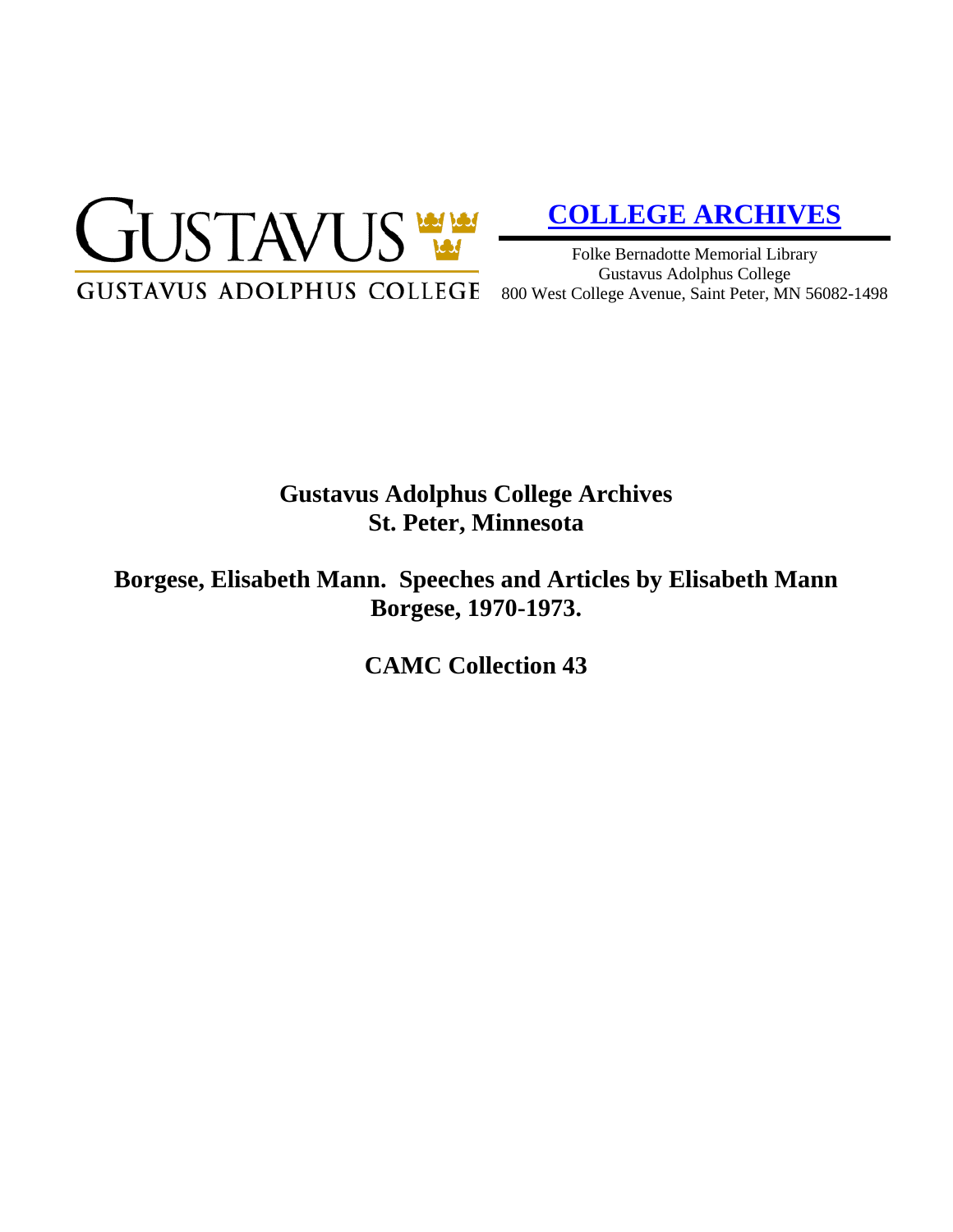GUSTAVUS

GUSTAVUS ADOLPHUS COLLEGE

**COLLEGE ARCHIVES**

Folke Bernadotte Memorial Library
Gustavus Adolphus College
800 West College Avenue, Saint Peter, MN 56082-1498

# Gustavus Adolphus College Archives
# St. Peter, Minnesota

## Borgese, Elisabeth Mann. Speeches and Articles by Elisabeth Mann Borgese, 1970-1973.

## CAMC Collection 43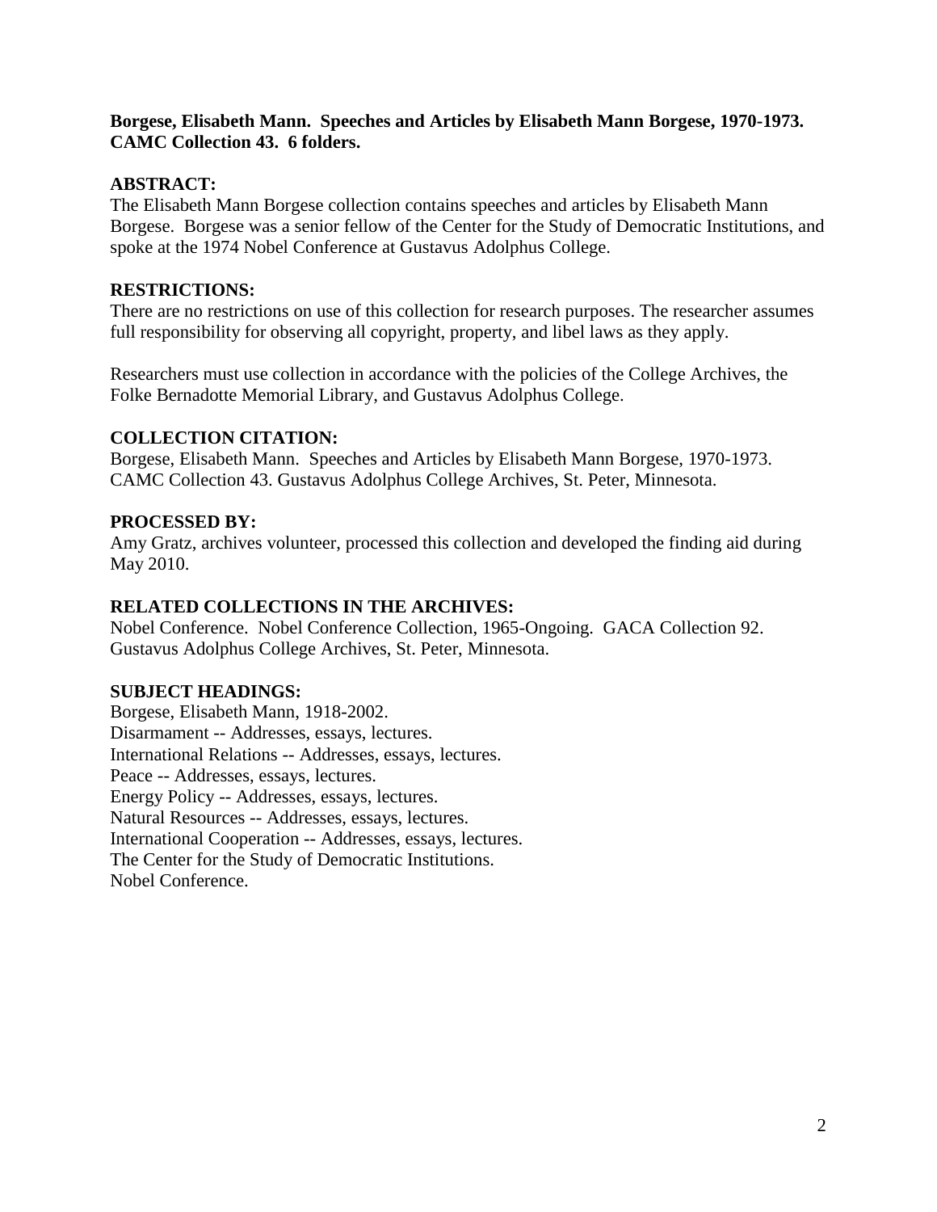**Borgese, Elisabeth Mann. Speeches and Articles by Elisabeth Mann Borgese, 1970-1973. CAMC Collection 43. 6 folders.**

**ABSTRACT:**

The Elisabeth Mann Borgese collection contains speeches and articles by Elisabeth Mann Borgese. Borgese was a senior fellow of the Center for the Study of Democratic Institutions, and spoke at the 1974 Nobel Conference at Gustavus Adolphus College.

**RESTRICTIONS:**

There are no restrictions on use of this collection for research purposes. The researcher assumes full responsibility for observing all copyright, property, and libel laws as they apply.

Researchers must use collection in accordance with the policies of the College Archives, the Folke Bernadotte Memorial Library, and Gustavus Adolphus College.

**COLLECTION CITATION:**

Borgese, Elisabeth Mann. Speeches and Articles by Elisabeth Mann Borgese, 1970-1973. CAMC Collection 43. Gustavus Adolphus College Archives, St. Peter, Minnesota.

**PROCESSED BY:**

Amy Gratz, archives volunteer, processed this collection and developed the finding aid during May 2010.

**RELATED COLLECTIONS IN THE ARCHIVES:**

Nobel Conference. Nobel Conference Collection, 1965-Ongoing. GACA Collection 92. Gustavus Adolphus College Archives, St. Peter, Minnesota.

**SUBJECT HEADINGS:**

Borgese, Elisabeth Mann, 1918-2002.
Disarmament -- Addresses, essays, lectures.
International Relations -- Addresses, essays, lectures.
Peace -- Addresses, essays, lectures.
Energy Policy -- Addresses, essays, lectures.
Natural Resources -- Addresses, essays, lectures.
International Cooperation -- Addresses, essays, lectures.
The Center for the Study of Democratic Institutions.
Nobel Conference.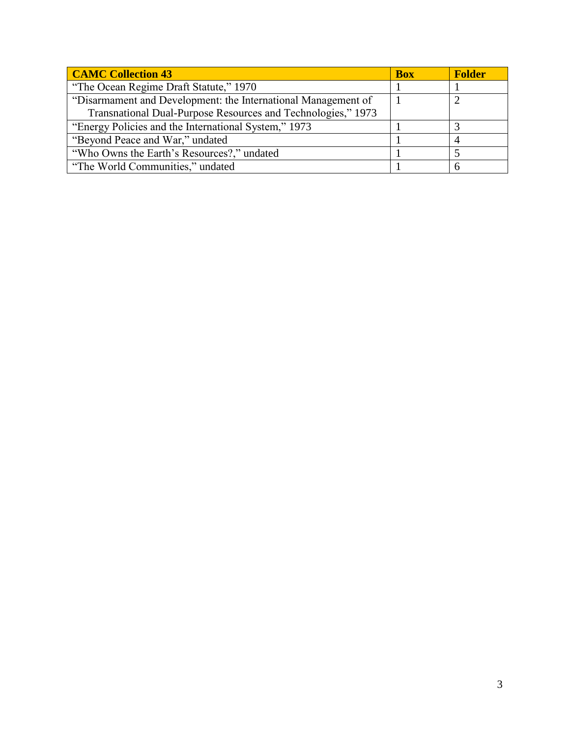| CAMC Collection 43 | Box | Folder |
|---|---|---|
| "The Ocean Regime Draft Statute," 1970 | 1 | 1 |
| "Disarmament and Development: the International Management of Transnational Dual-Purpose Resources and Technologies," 1973 | 1 | 2 |
| "Energy Policies and the International System," 1973 | 1 | 3 |
| "Beyond Peace and War," undated | 1 | 4 |
| "Who Owns the Earth's Resources?," undated | 1 | 5 |
| "The World Communities," undated | 1 | 6 |